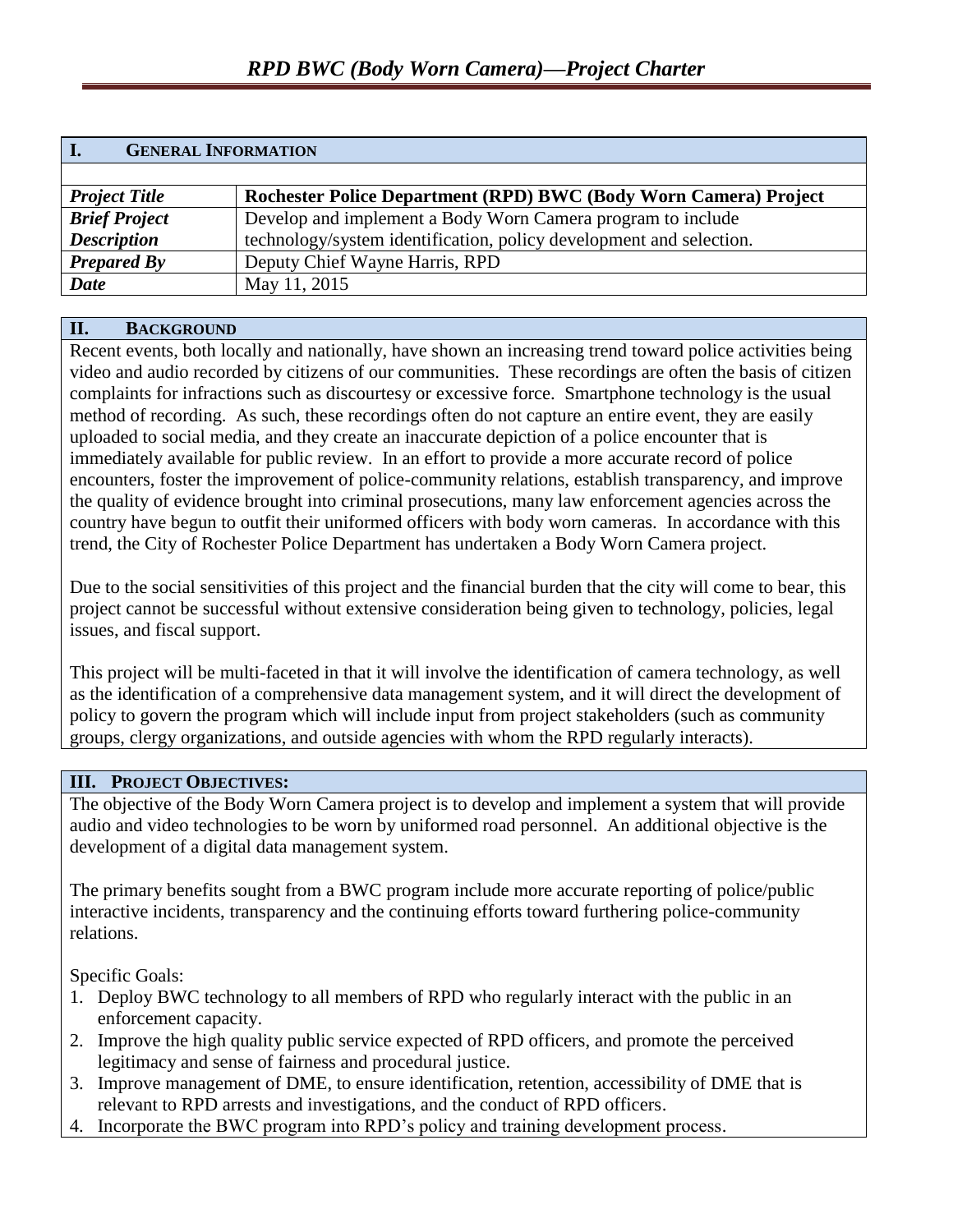# *RPD BWC (Body Worn Camera)—Project Charter*

## I. General Information

| | |
|---|---|
| ***Project Title*** | **Rochester Police Department (RPD) BWC (Body Worn Camera) Project** |
| ***Brief Project Description*** | Develop and implement a Body Worn Camera program to include technology/system identification, policy development and selection. |
| ***Prepared By*** | Deputy Chief Wayne Harris, RPD |
| ***Date*** | May 11, 2015 |

## II. Background

Recent events, both locally and nationally, have shown an increasing trend toward police activities being video and audio recorded by citizens of our communities. These recordings are often the basis of citizen complaints for infractions such as discourtesy or excessive force. Smartphone technology is the usual method of recording. As such, these recordings often do not capture an entire event, they are easily uploaded to social media, and they create an inaccurate depiction of a police encounter that is immediately available for public review. In an effort to provide a more accurate record of police encounters, foster the improvement of police-community relations, establish transparency, and improve the quality of evidence brought into criminal prosecutions, many law enforcement agencies across the country have begun to outfit their uniformed officers with body worn cameras. In accordance with this trend, the City of Rochester Police Department has undertaken a Body Worn Camera project.

Due to the social sensitivities of this project and the financial burden that the city will come to bear, this project cannot be successful without extensive consideration being given to technology, policies, legal issues, and fiscal support.

This project will be multi-faceted in that it will involve the identification of camera technology, as well as the identification of a comprehensive data management system, and it will direct the development of policy to govern the program which will include input from project stakeholders (such as community groups, clergy organizations, and outside agencies with whom the RPD regularly interacts).

## III. Project Objectives:

The objective of the Body Worn Camera project is to develop and implement a system that will provide audio and video technologies to be worn by uniformed road personnel. An additional objective is the development of a digital data management system.

The primary benefits sought from a BWC program include more accurate reporting of police/public interactive incidents, transparency and the continuing efforts toward furthering police-community relations.

Specific Goals:

1. Deploy BWC technology to all members of RPD who regularly interact with the public in an enforcement capacity.
2. Improve the high quality public service expected of RPD officers, and promote the perceived legitimacy and sense of fairness and procedural justice.
3. Improve management of DME, to ensure identification, retention, accessibility of DME that is relevant to RPD arrests and investigations, and the conduct of RPD officers.
4. Incorporate the BWC program into RPD's policy and training development process.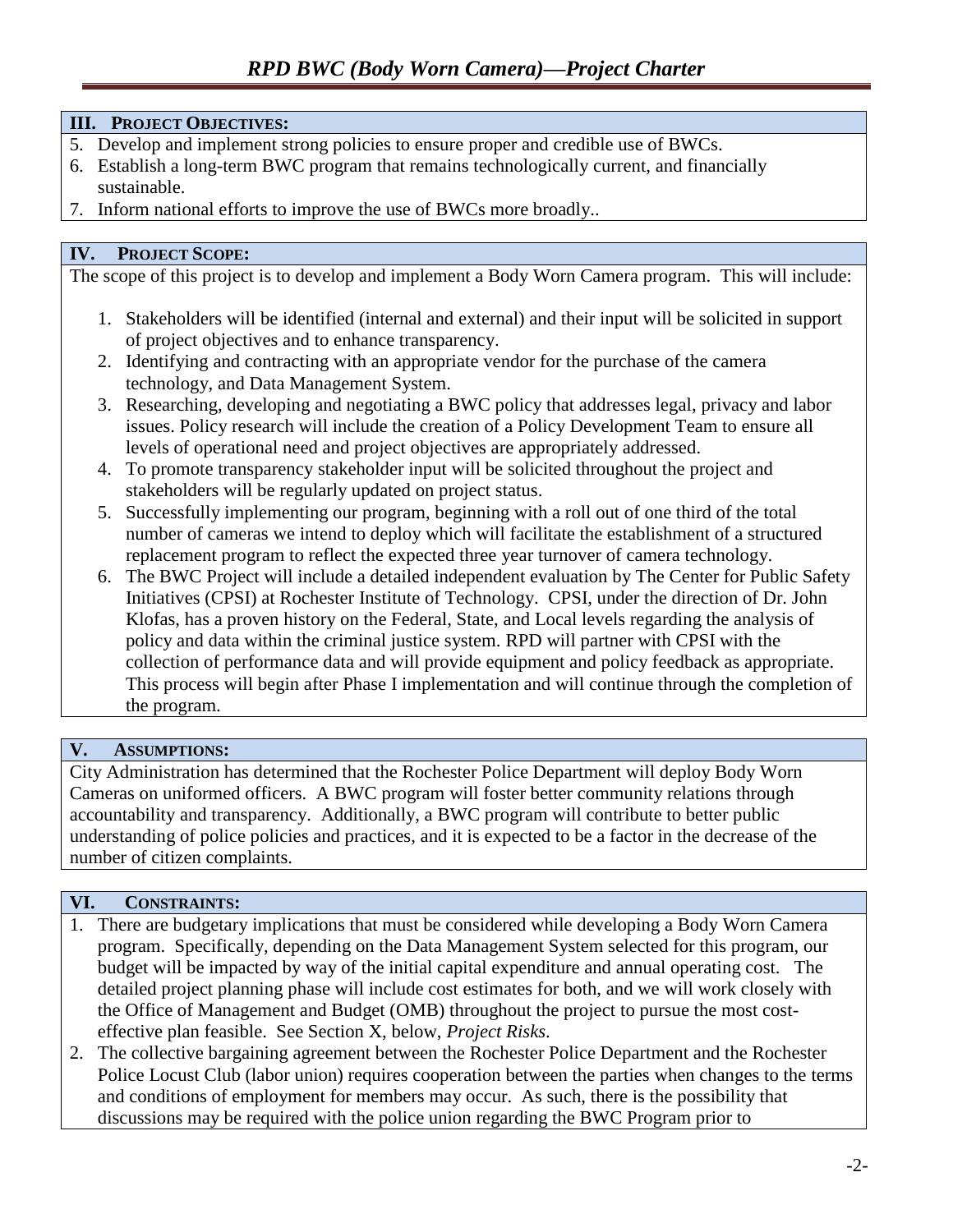## III. Project Objectives:

5. Develop and implement strong policies to ensure proper and credible use of BWCs.
6. Establish a long-term BWC program that remains technologically current, and financially sustainable.
7. Inform national efforts to improve the use of BWCs more broadly..

## IV. Project Scope:

The scope of this project is to develop and implement a Body Worn Camera program. This will include:

1. Stakeholders will be identified (internal and external) and their input will be solicited in support of project objectives and to enhance transparency.
2. Identifying and contracting with an appropriate vendor for the purchase of the camera technology, and Data Management System.
3. Researching, developing and negotiating a BWC policy that addresses legal, privacy and labor issues. Policy research will include the creation of a Policy Development Team to ensure all levels of operational need and project objectives are appropriately addressed.
4. To promote transparency stakeholder input will be solicited throughout the project and stakeholders will be regularly updated on project status.
5. Successfully implementing our program, beginning with a roll out of one third of the total number of cameras we intend to deploy which will facilitate the establishment of a structured replacement program to reflect the expected three year turnover of camera technology.
6. The BWC Project will include a detailed independent evaluation by The Center for Public Safety Initiatives (CPSI) at Rochester Institute of Technology. CPSI, under the direction of Dr. John Klofas, has a proven history on the Federal, State, and Local levels regarding the analysis of policy and data within the criminal justice system. RPD will partner with CPSI with the collection of performance data and will provide equipment and policy feedback as appropriate. This process will begin after Phase I implementation and will continue through the completion of the program.

## V. Assumptions:

City Administration has determined that the Rochester Police Department will deploy Body Worn Cameras on uniformed officers. A BWC program will foster better community relations through accountability and transparency. Additionally, a BWC program will contribute to better public understanding of police policies and practices, and it is expected to be a factor in the decrease of the number of citizen complaints.

## VI. Constraints:

1. There are budgetary implications that must be considered while developing a Body Worn Camera program. Specifically, depending on the Data Management System selected for this program, our budget will be impacted by way of the initial capital expenditure and annual operating cost. The detailed project planning phase will include cost estimates for both, and we will work closely with the Office of Management and Budget (OMB) throughout the project to pursue the most cost-effective plan feasible. See Section X, below, *Project Risks*.
2. The collective bargaining agreement between the Rochester Police Department and the Rochester Police Locust Club (labor union) requires cooperation between the parties when changes to the terms and conditions of employment for members may occur. As such, there is the possibility that discussions may be required with the police union regarding the BWC Program prior to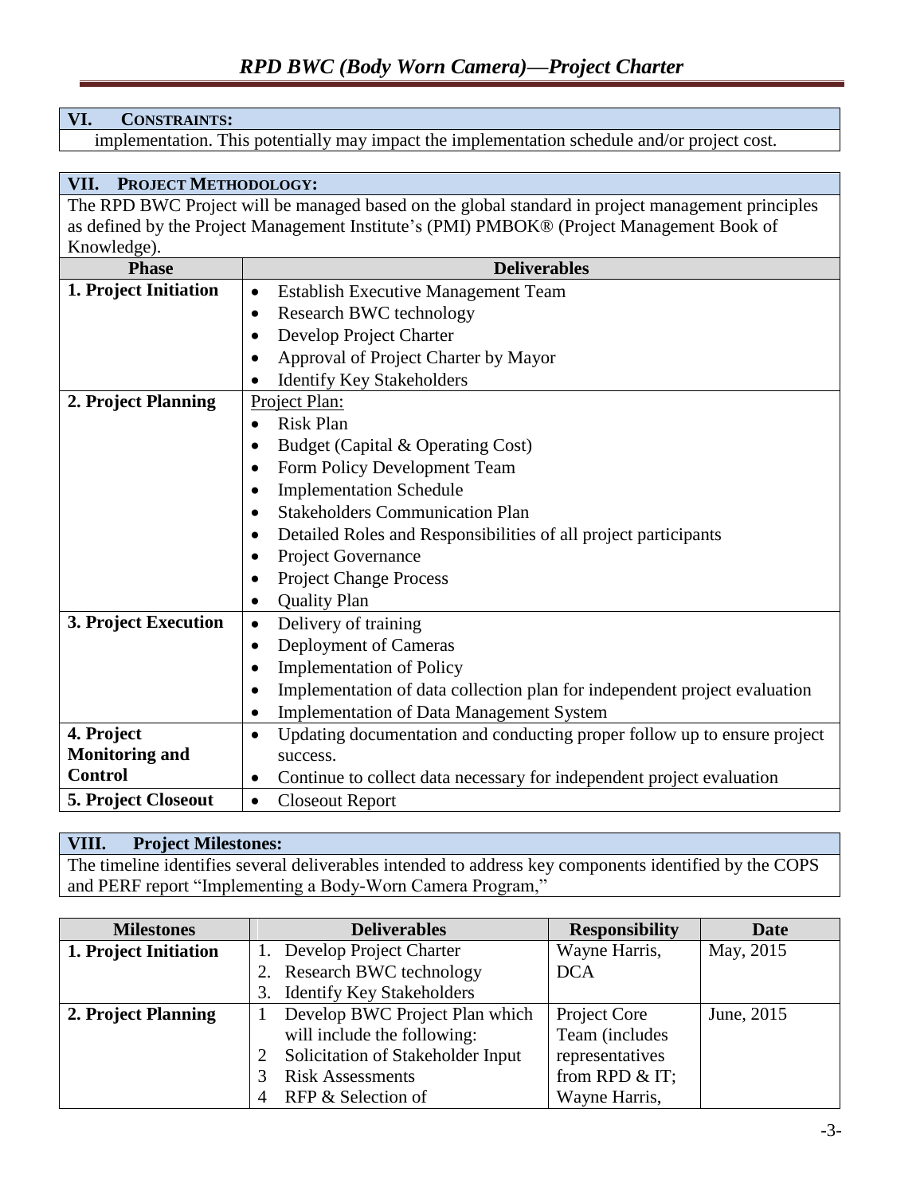## VI. CONSTRAINTS:

implementation. This potentially may impact the implementation schedule and/or project cost.

## VII. PROJECT METHODOLOGY:

The RPD BWC Project will be managed based on the global standard in project management principles as defined by the Project Management Institute's (PMI) PMBOK® (Project Management Book of Knowledge).

| Phase | Deliverables |
|---|---|
| **1. Project Initiation** | • Establish Executive Management Team<br>• Research BWC technology<br>• Develop Project Charter<br>• Approval of Project Charter by Mayor<br>• Identify Key Stakeholders |
| **2. Project Planning** | Project Plan:<br>• Risk Plan<br>• Budget (Capital & Operating Cost)<br>• Form Policy Development Team<br>• Implementation Schedule<br>• Stakeholders Communication Plan<br>• Detailed Roles and Responsibilities of all project participants<br>• Project Governance<br>• Project Change Process<br>• Quality Plan |
| **3. Project Execution** | • Delivery of training<br>• Deployment of Cameras<br>• Implementation of Policy<br>• Implementation of data collection plan for independent project evaluation<br>• Implementation of Data Management System |
| **4. Project Monitoring and Control** | • Updating documentation and conducting proper follow up to ensure project success.<br>• Continue to collect data necessary for independent project evaluation |
| **5. Project Closeout** | • Closeout Report |

## VIII. Project Milestones:

The timeline identifies several deliverables intended to address key components identified by the COPS and PERF report "Implementing a Body-Worn Camera Program,"

| Milestones | Deliverables | Responsibility | Date |
|---|---|---|---|
| **1. Project Initiation** | 1. Develop Project Charter<br>2. Research BWC technology<br>3. Identify Key Stakeholders | Wayne Harris, DCA | May, 2015 |
| **2. Project Planning** | 1 Develop BWC Project Plan which will include the following:<br>2 Solicitation of Stakeholder Input<br>3 Risk Assessments<br>4 RFP & Selection of | Project Core Team (includes representatives from RPD & IT; Wayne Harris, | June, 2015 |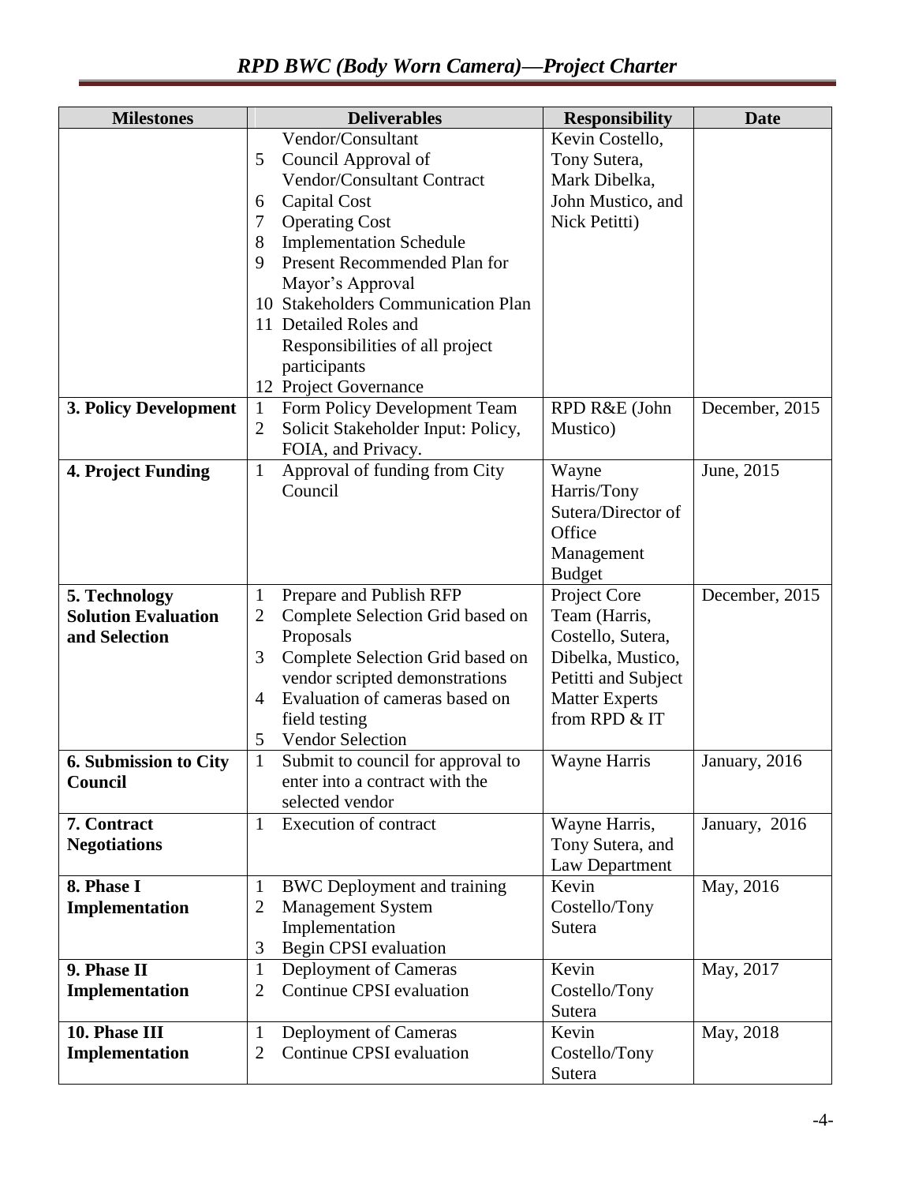| Milestones | Deliverables | Responsibility | Date |
|---|---|---|---|
| | Vendor/Consultant<br>5 Council Approval of Vendor/Consultant Contract<br>6 Capital Cost<br>7 Operating Cost<br>8 Implementation Schedule<br>9 Present Recommended Plan for Mayor's Approval<br>10 Stakeholders Communication Plan<br>11 Detailed Roles and Responsibilities of all project participants<br>12 Project Governance | Kevin Costello, Tony Sutera, Mark Dibelka, John Mustico, and Nick Petitti) | |
| **3. Policy Development** | 1 Form Policy Development Team<br>2 Solicit Stakeholder Input: Policy, FOIA, and Privacy. | RPD R&E (John Mustico) | December, 2015 |
| **4. Project Funding** | 1 Approval of funding from City Council | Wayne Harris/Tony Sutera/Director of Office Management Budget | June, 2015 |
| **5. Technology Solution Evaluation and Selection** | 1 Prepare and Publish RFP<br>2 Complete Selection Grid based on Proposals<br>3 Complete Selection Grid based on vendor scripted demonstrations<br>4 Evaluation of cameras based on field testing<br>5 Vendor Selection | Project Core Team (Harris, Costello, Sutera, Dibelka, Mustico, Petitti and Subject Matter Experts from RPD & IT | December, 2015 |
| **6. Submission to City Council** | 1 Submit to council for approval to enter into a contract with the selected vendor | Wayne Harris | January, 2016 |
| **7. Contract Negotiations** | 1 Execution of contract | Wayne Harris, Tony Sutera, and Law Department | January, 2016 |
| **8. Phase I Implementation** | 1 BWC Deployment and training<br>2 Management System Implementation<br>3 Begin CPSI evaluation | Kevin Costello/Tony Sutera | May, 2016 |
| **9. Phase II Implementation** | 1 Deployment of Cameras<br>2 Continue CPSI evaluation | Kevin Costello/Tony Sutera | May, 2017 |
| **10. Phase III Implementation** | 1 Deployment of Cameras<br>2 Continue CPSI evaluation | Kevin Costello/Tony Sutera | May, 2018 |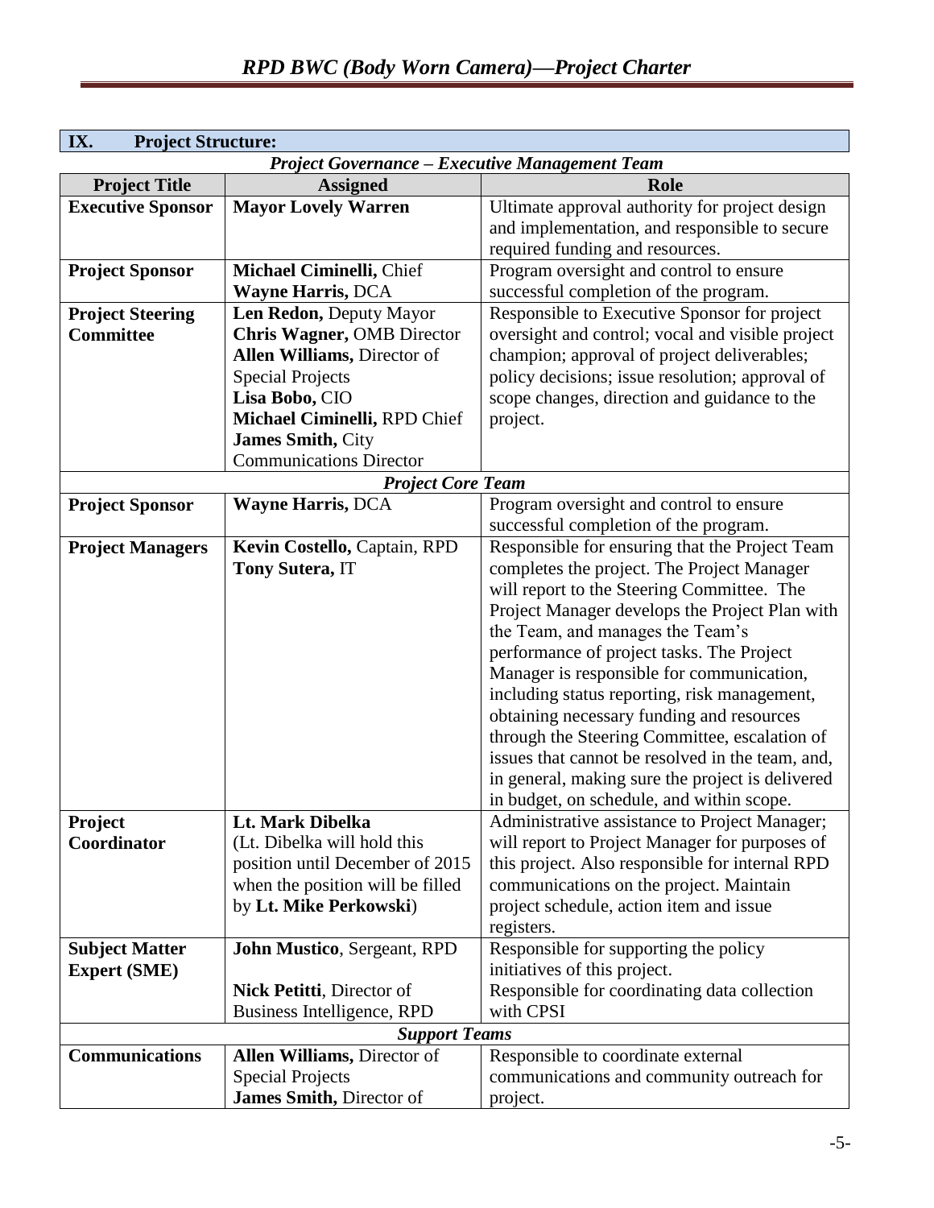## IX. Project Structure:

| *Project Governance – Executive Management Team* | | |
|---|---|---|
| **Project Title** | **Assigned** | **Role** |
| **Executive Sponsor** | **Mayor Lovely Warren** | Ultimate approval authority for project design and implementation, and responsible to secure required funding and resources. |
| **Project Sponsor** | **Michael Ciminelli,** Chief<br>**Wayne Harris,** DCA | Program oversight and control to ensure successful completion of the program. |
| **Project Steering Committee** | **Len Redon,** Deputy Mayor<br>**Chris Wagner,** OMB Director<br>**Allen Williams,** Director of Special Projects<br>**Lisa Bobo,** CIO<br>**Michael Ciminelli,** RPD Chief<br>**James Smith,** City Communications Director | Responsible to Executive Sponsor for project oversight and control; vocal and visible project champion; approval of project deliverables; policy decisions; issue resolution; approval of scope changes, direction and guidance to the project. |
| *Project Core Team* | | |
| **Project Sponsor** | **Wayne Harris,** DCA | Program oversight and control to ensure successful completion of the program. |
| **Project Managers** | **Kevin Costello,** Captain, RPD<br>**Tony Sutera,** IT | Responsible for ensuring that the Project Team completes the project. The Project Manager will report to the Steering Committee. The Project Manager develops the Project Plan with the Team, and manages the Team's performance of project tasks. The Project Manager is responsible for communication, including status reporting, risk management, obtaining necessary funding and resources through the Steering Committee, escalation of issues that cannot be resolved in the team, and, in general, making sure the project is delivered in budget, on schedule, and within scope. |
| **Project Coordinator** | **Lt. Mark Dibelka**<br>(Lt. Dibelka will hold this position until December of 2015 when the position will be filled by **Lt. Mike Perkowski**) | Administrative assistance to Project Manager; will report to Project Manager for purposes of this project. Also responsible for internal RPD communications on the project. Maintain project schedule, action item and issue registers. |
| **Subject Matter Expert (SME)** | **John Mustico**, Sergeant, RPD<br><br>**Nick Petitti**, Director of Business Intelligence, RPD | Responsible for supporting the policy initiatives of this project.<br>Responsible for coordinating data collection with CPSI |
| *Support Teams* | | |
| **Communications** | **Allen Williams,** Director of Special Projects<br>**James Smith,** Director of | Responsible to coordinate external communications and community outreach for project. |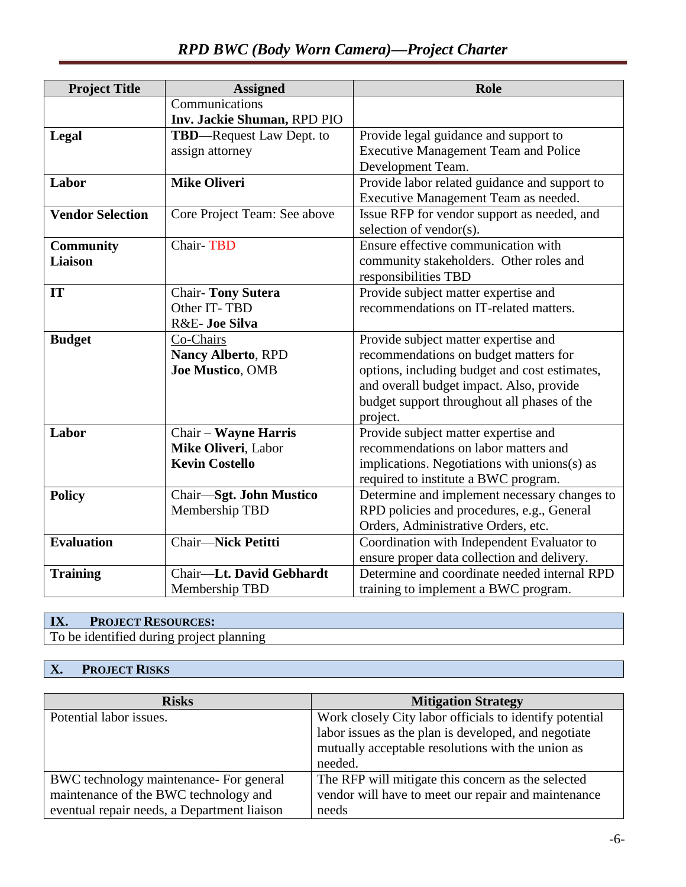| Project Title | Assigned | Role |
| --- | --- | --- |
| | Communications<br>**Inv. Jackie Shuman,** RPD PIO | |
| **Legal** | **TBD—**Request Law Dept. to assign attorney | Provide legal guidance and support to Executive Management Team and Police Development Team. |
| **Labor** | **Mike Oliveri** | Provide labor related guidance and support to Executive Management Team as needed. |
| **Vendor Selection** | Core Project Team: See above | Issue RFP for vendor support as needed, and selection of vendor(s). |
| **Community Liaison** | Chair- TBD | Ensure effective communication with community stakeholders. Other roles and responsibilities TBD |
| **IT** | Chair- **Tony Sutera**<br>Other IT- TBD<br>R&E- **Joe Silva** | Provide subject matter expertise and recommendations on IT-related matters. |
| **Budget** | Co-Chairs<br>**Nancy Alberto**, RPD<br>**Joe Mustico**, OMB | Provide subject matter expertise and recommendations on budget matters for options, including budget and cost estimates, and overall budget impact. Also, provide budget support throughout all phases of the project. |
| **Labor** | Chair – **Wayne Harris**<br>**Mike Oliveri**, Labor<br>**Kevin Costello** | Provide subject matter expertise and recommendations on labor matters and implications. Negotiations with unions(s) as required to institute a BWC program. |
| **Policy** | Chair—**Sgt. John Mustico**<br>Membership TBD | Determine and implement necessary changes to RPD policies and procedures, e.g., General Orders, Administrative Orders, etc. |
| **Evaluation** | Chair—**Nick Petitti** | Coordination with Independent Evaluator to ensure proper data collection and delivery. |
| **Training** | Chair—**Lt. David Gebhardt**<br>Membership TBD | Determine and coordinate needed internal RPD training to implement a BWC program. |

## IX. Project Resources:

To be identified during project planning

## X. Project Risks

| Risks | Mitigation Strategy |
| --- | --- |
| Potential labor issues. | Work closely City labor officials to identify potential labor issues as the plan is developed, and negotiate mutually acceptable resolutions with the union as needed. |
| BWC technology maintenance- For general maintenance of the BWC technology and eventual repair needs, a Department liaison | The RFP will mitigate this concern as the selected vendor will have to meet our repair and maintenance needs |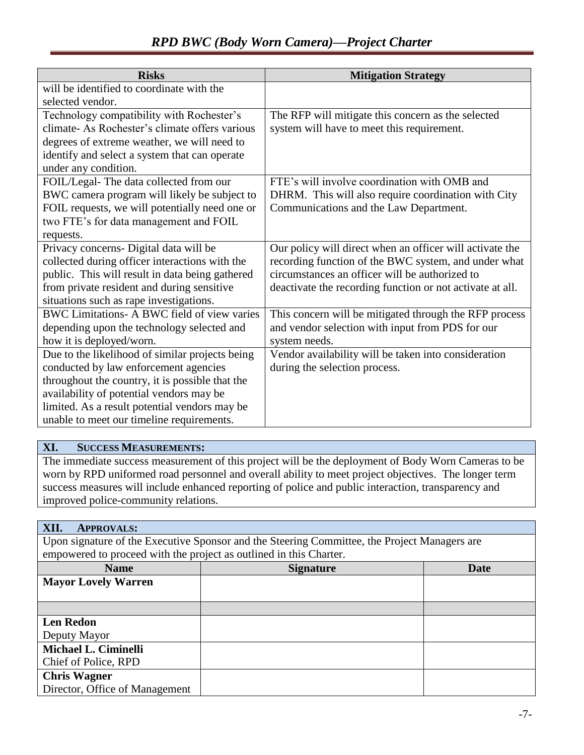| Risks | Mitigation Strategy |
|---|---|
| will be identified to coordinate with the selected vendor. | |
| Technology compatibility with Rochester's climate- As Rochester's climate offers various degrees of extreme weather, we will need to identify and select a system that can operate under any condition. | The RFP will mitigate this concern as the selected system will have to meet this requirement. |
| FOIL/Legal- The data collected from our BWC camera program will likely be subject to FOIL requests, we will potentially need one or two FTE's for data management and FOIL requests. | FTE's will involve coordination with OMB and DHRM. This will also require coordination with City Communications and the Law Department. |
| Privacy concerns- Digital data will be collected during officer interactions with the public. This will result in data being gathered from private resident and during sensitive situations such as rape investigations. | Our policy will direct when an officer will activate the recording function of the BWC system, and under what circumstances an officer will be authorized to deactivate the recording function or not activate at all. |
| BWC Limitations- A BWC field of view varies depending upon the technology selected and how it is deployed/worn. | This concern will be mitigated through the RFP process and vendor selection with input from PDS for our system needs. |
| Due to the likelihood of similar projects being conducted by law enforcement agencies throughout the country, it is possible that the availability of potential vendors may be limited. As a result potential vendors may be unable to meet our timeline requirements. | Vendor availability will be taken into consideration during the selection process. |

## XI. SUCCESS MEASUREMENTS:

The immediate success measurement of this project will be the deployment of Body Worn Cameras to be worn by RPD uniformed road personnel and overall ability to meet project objectives. The longer term success measures will include enhanced reporting of police and public interaction, transparency and improved police-community relations.

## XII. APPROVALS:

Upon signature of the Executive Sponsor and the Steering Committee, the Project Managers are empowered to proceed with the project as outlined in this Charter.

| Name | Signature | Date |
|---|---|---|
| **Mayor Lovely Warren** | | |
| | | |
| **Len Redon**<br>Deputy Mayor | | |
| **Michael L. Ciminelli**<br>Chief of Police, RPD | | |
| **Chris Wagner**<br>Director, Office of Management | | |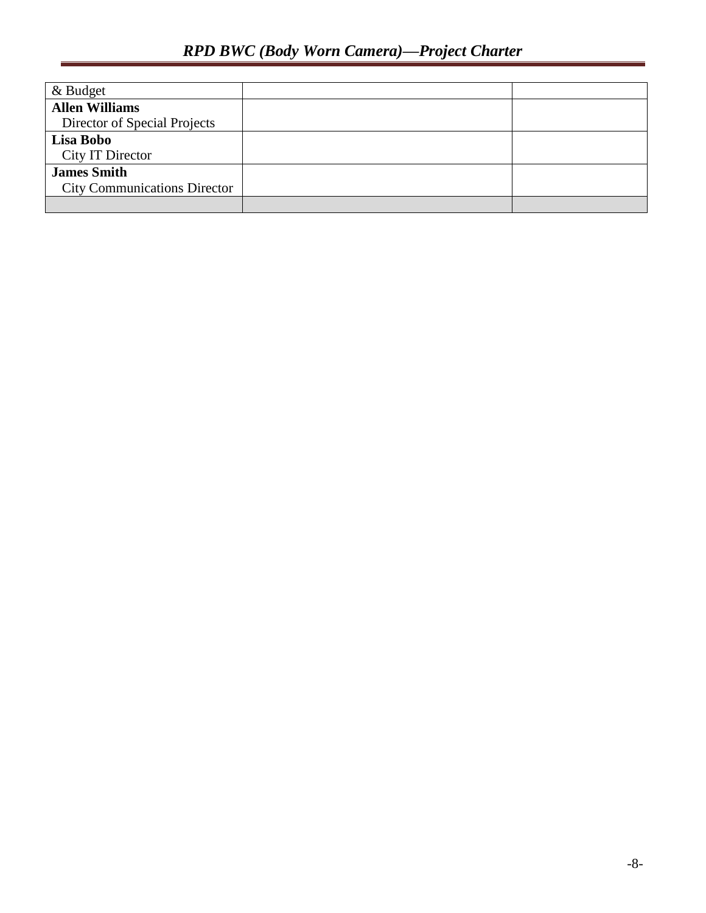| | | |
|---|---|---|
| & Budget | | |
| **Allen Williams**<br>Director of Special Projects | | |
| **Lisa Bobo**<br>City IT Director | | |
| **James Smith**<br>City Communications Director | | |
| | | |